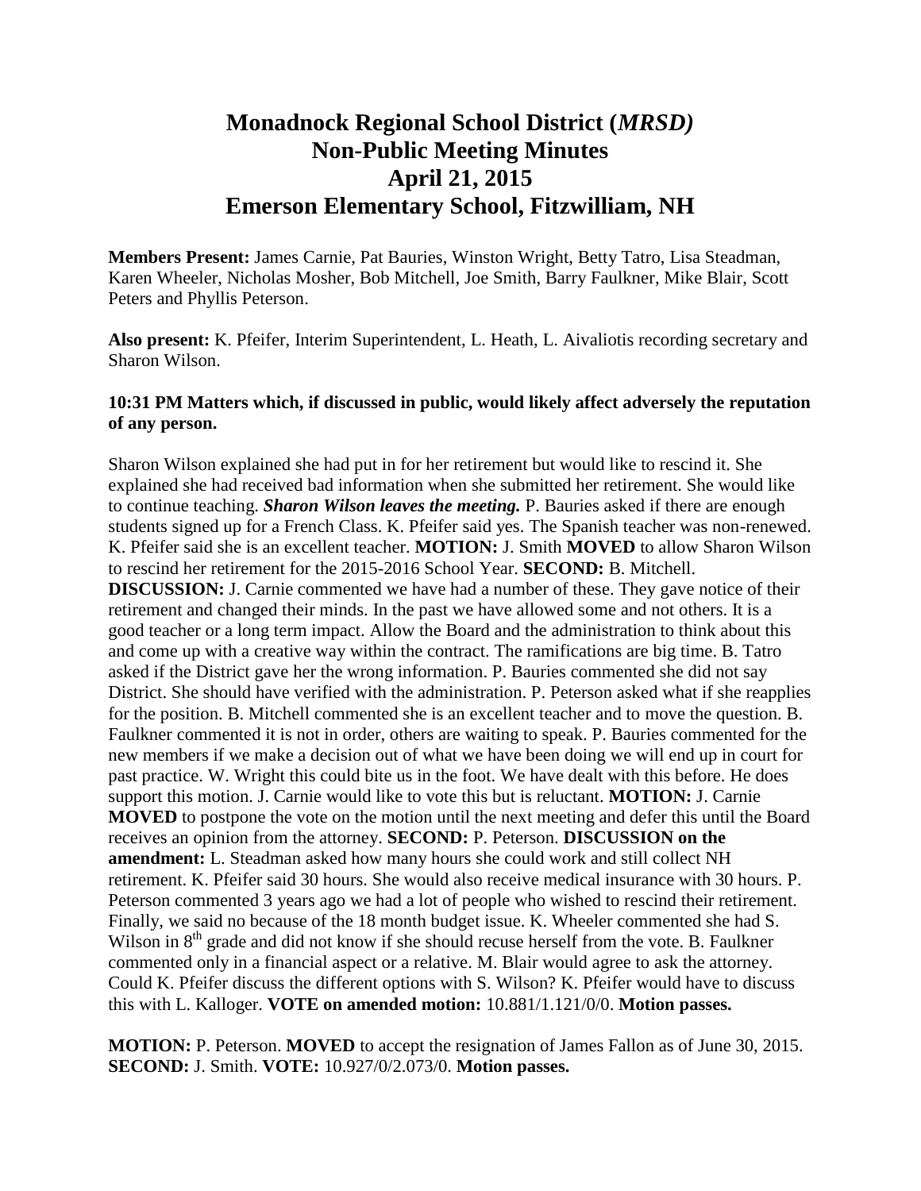# Monadnock Regional School District (*MRSD)*
# Non-Public Meeting Minutes
# April 21, 2015
# Emerson Elementary School, Fitzwilliam, NH

**Members Present:** James Carnie, Pat Bauries, Winston Wright, Betty Tatro, Lisa Steadman, Karen Wheeler, Nicholas Mosher, Bob Mitchell, Joe Smith, Barry Faulkner, Mike Blair, Scott Peters and Phyllis Peterson.

**Also present:** K. Pfeifer, Interim Superintendent, L. Heath, L. Aivaliotis recording secretary and Sharon Wilson.

**10:31 PM Matters which, if discussed in public, would likely affect adversely the reputation of any person.**

Sharon Wilson explained she had put in for her retirement but would like to rescind it. She explained she had received bad information when she submitted her retirement. She would like to continue teaching. ***Sharon Wilson leaves the meeting.*** P. Bauries asked if there are enough students signed up for a French Class. K. Pfeifer said yes. The Spanish teacher was non-renewed. K. Pfeifer said she is an excellent teacher. **MOTION:** J. Smith **MOVED** to allow Sharon Wilson to rescind her retirement for the 2015-2016 School Year. **SECOND:** B. Mitchell. **DISCUSSION:** J. Carnie commented we have had a number of these. They gave notice of their retirement and changed their minds. In the past we have allowed some and not others. It is a good teacher or a long term impact. Allow the Board and the administration to think about this and come up with a creative way within the contract. The ramifications are big time. B. Tatro asked if the District gave her the wrong information. P. Bauries commented she did not say District. She should have verified with the administration. P. Peterson asked what if she reapplies for the position. B. Mitchell commented she is an excellent teacher and to move the question. B. Faulkner commented it is not in order, others are waiting to speak. P. Bauries commented for the new members if we make a decision out of what we have been doing we will end up in court for past practice. W. Wright this could bite us in the foot. We have dealt with this before. He does support this motion. J. Carnie would like to vote this but is reluctant. **MOTION:** J. Carnie **MOVED** to postpone the vote on the motion until the next meeting and defer this until the Board receives an opinion from the attorney. **SECOND:** P. Peterson. **DISCUSSION on the amendment:** L. Steadman asked how many hours she could work and still collect NH retirement. K. Pfeifer said 30 hours. She would also receive medical insurance with 30 hours. P. Peterson commented 3 years ago we had a lot of people who wished to rescind their retirement. Finally, we said no because of the 18 month budget issue. K. Wheeler commented she had S. Wilson in 8th grade and did not know if she should recuse herself from the vote. B. Faulkner commented only in a financial aspect or a relative. M. Blair would agree to ask the attorney. Could K. Pfeifer discuss the different options with S. Wilson? K. Pfeifer would have to discuss this with L. Kalloger. **VOTE on amended motion:** 10.881/1.121/0/0. **Motion passes.**

**MOTION:** P. Peterson. **MOVED** to accept the resignation of James Fallon as of June 30, 2015. **SECOND:** J. Smith. **VOTE:** 10.927/0/2.073/0. **Motion passes.**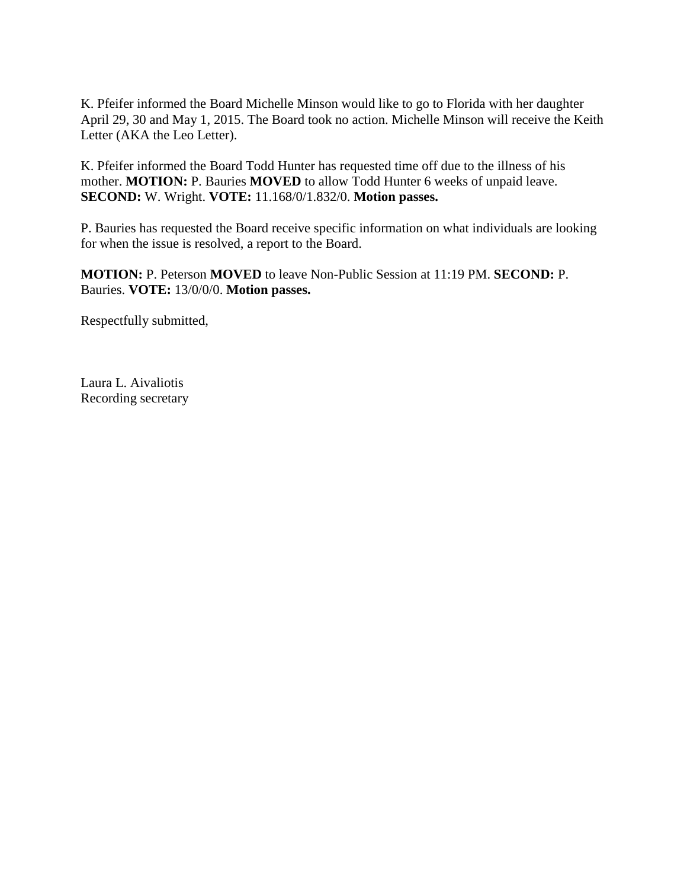K. Pfeifer informed the Board Michelle Minson would like to go to Florida with her daughter April 29, 30 and May 1, 2015. The Board took no action. Michelle Minson will receive the Keith Letter (AKA the Leo Letter).

K. Pfeifer informed the Board Todd Hunter has requested time off due to the illness of his mother. **MOTION:** P. Bauries **MOVED** to allow Todd Hunter 6 weeks of unpaid leave. **SECOND:** W. Wright. **VOTE:** 11.168/0/1.832/0. **Motion passes.**

P. Bauries has requested the Board receive specific information on what individuals are looking for when the issue is resolved, a report to the Board.

**MOTION:** P. Peterson **MOVED** to leave Non-Public Session at 11:19 PM. **SECOND:** P. Bauries. **VOTE:** 13/0/0/0. **Motion passes.**

Respectfully submitted,

Laura L. Aivaliotis
Recording secretary